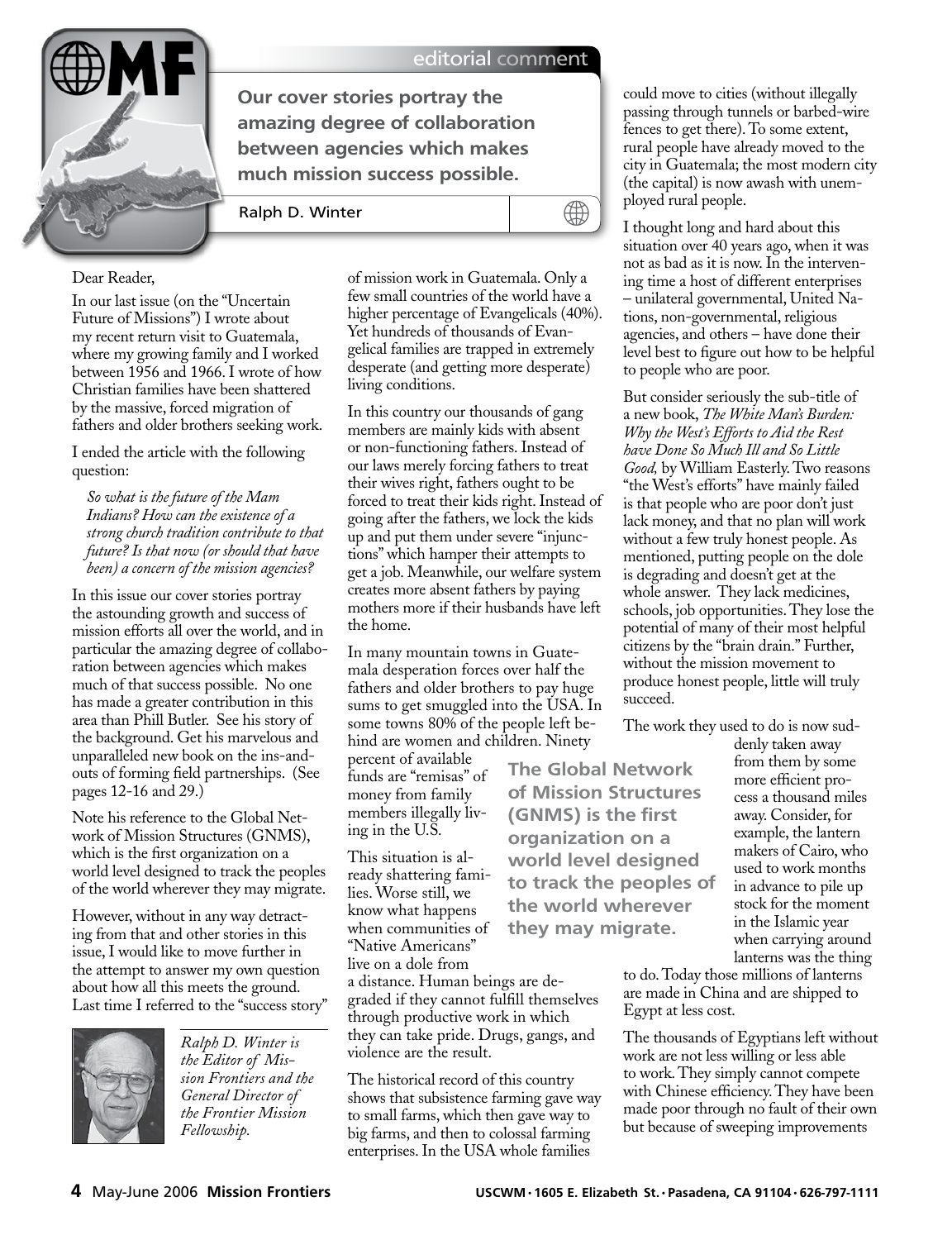## editorial comment

**Our cover stories portray the amazing degree of collaboration between agencies which makes much mission success possible.**

Ralph D. Winter

Dear Reader,

In our last issue (on the "Uncertain Future of Missions") I wrote about my recent return visit to Guatemala, where my growing family and I worked between 1956 and 1966. I wrote of how Christian families have been shattered by the massive, forced migration of fathers and older brothers seeking work.

I ended the article with the following question:

> *So what is the future of the Mam Indians? How can the existence of a strong church tradition contribute to that future? Is that now (or should that have been) a concern of the mission agencies?*

In this issue our cover stories portray the astounding growth and success of mission efforts all over the world, and in particular the amazing degree of collaboration between agencies which makes much of that success possible. No one has made a greater contribution in this area than Phill Butler. See his story of the background. Get his marvelous and unparalleled new book on the ins-and-outs of forming field partnerships. (See pages 12-16 and 29.)

Note his reference to the Global Network of Mission Structures (GNMS), which is the first organization on a world level designed to track the peoples of the world wherever they may migrate.

However, without in any way detracting from that and other stories in this issue, I would like to move further in the attempt to answer my own question about how all this meets the ground. Last time I referred to the "success story" of mission work in Guatemala. Only a few small countries of the world have a higher percentage of Evangelicals (40%). Yet hundreds of thousands of Evangelical families are trapped in extremely desperate (and getting more desperate) living conditions.

*Ralph D. Winter is the Editor of Mission Frontiers and the General Director of the Frontier Mission Fellowship.*

In this country our thousands of gang members are mainly kids with absent or non-functioning fathers. Instead of our laws merely forcing fathers to treat their wives right, fathers ought to be forced to treat their kids right. Instead of going after the fathers, we lock the kids up and put them under severe "injunctions" which hamper their attempts to get a job. Meanwhile, our welfare system creates more absent fathers by paying mothers more if their husbands have left the home.

In many mountain towns in Guatemala desperation forces over half the fathers and older brothers to pay huge sums to get smuggled into the USA. In some towns 80% of the people left behind are women and children. Ninety percent of available funds are "remisas" of money from family members illegally living in the U.S.

**The Global Network of Mission Structures (GNMS) is the first organization on a world level designed to track the peoples of the world wherever they may migrate.**

This situation is already shattering families. Worse still, we know what happens when communities of "Native Americans" live on a dole from a distance. Human beings are degraded if they cannot fulfill themselves through productive work in which they can take pride. Drugs, gangs, and violence are the result.

The historical record of this country shows that subsistence farming gave way to small farms, which then gave way to big farms, and then to colossal farming enterprises. In the USA whole families could move to cities (without illegally passing through tunnels or barbed-wire fences to get there). To some extent, rural people have already moved to the city in Guatemala; the most modern city (the capital) is now awash with unemployed rural people.

I thought long and hard about this situation over 40 years ago, when it was not as bad as it is now. In the intervening time a host of different enterprises – unilateral governmental, United Nations, non-governmental, religious agencies, and others – have done their level best to figure out how to be helpful to people who are poor.

But consider seriously the sub-title of a new book, *The White Man's Burden: Why the West's Efforts to Aid the Rest have Done So Much Ill and So Little Good,* by William Easterly. Two reasons "the West's efforts" have mainly failed is that people who are poor don't just lack money, and that no plan will work without a few truly honest people. As mentioned, putting people on the dole is degrading and doesn't get at the whole answer. They lack medicines, schools, job opportunities. They lose the potential of many of their most helpful citizens by the "brain drain." Further, without the mission movement to produce honest people, little will truly succeed.

The work they used to do is now suddenly taken away from them by some more efficient process a thousand miles away. Consider, for example, the lantern makers of Cairo, who used to work months in advance to pile up stock for the moment in the Islamic year when carrying around lanterns was the thing to do. Today those millions of lanterns are made in China and are shipped to Egypt at less cost.

The thousands of Egyptians left without work are not less willing or less able to work. They simply cannot compete with Chinese efficiency. They have been made poor through no fault of their own but because of sweeping improvements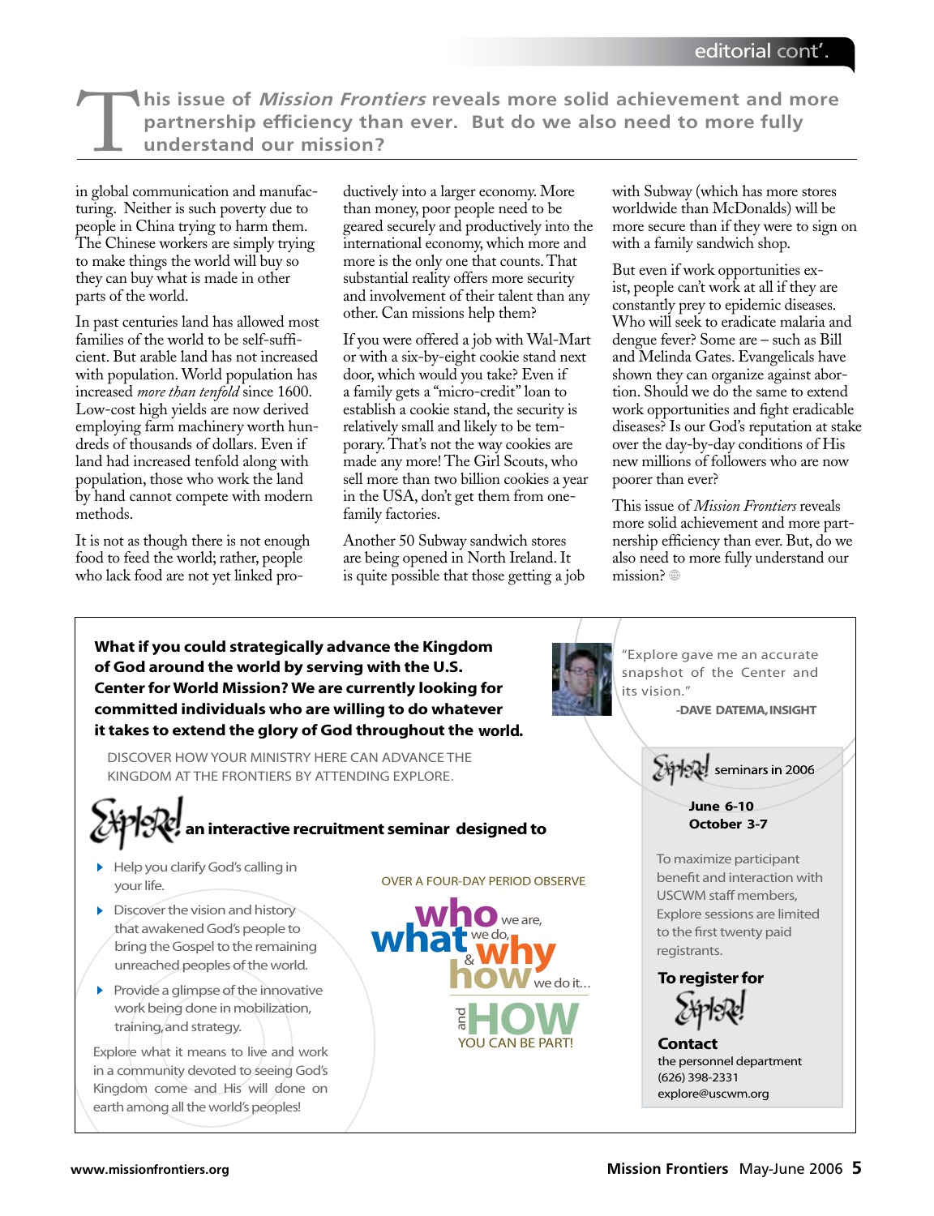**This issue of *Mission Frontiers* reveals more solid achievement and more partnership efficiency than ever. But do we also need to more fully understand our mission?**

in global communication and manufacturing. Neither is such poverty due to people in China trying to harm them. The Chinese workers are simply trying to make things the world will buy so they can buy what is made in other parts of the world.

In past centuries land has allowed most families of the world to be self-sufficient. But arable land has not increased with population. World population has increased *more than tenfold* since 1600. Low-cost high yields are now derived employing farm machinery worth hundreds of thousands of dollars. Even if land had increased tenfold along with population, those who work the land by hand cannot compete with modern methods.

It is not as though there is not enough food to feed the world; rather, people who lack food are not yet linked productively into a larger economy. More than money, poor people need to be geared securely and productively into the international economy, which more and more is the only one that counts. That substantial reality offers more security and involvement of their talent than any other. Can missions help them?

If you were offered a job with Wal-Mart or with a six-by-eight cookie stand next door, which would you take? Even if a family gets a "micro-credit" loan to establish a cookie stand, the security is relatively small and likely to be temporary. That's not the way cookies are made any more! The Girl Scouts, who sell more than two billion cookies a year in the USA, don't get them from one-family factories.

Another 50 Subway sandwich stores are being opened in North Ireland. It is quite possible that those getting a job with Subway (which has more stores worldwide than McDonalds) will be more secure than if they were to sign on with a family sandwich shop.

But even if work opportunities exist, people can't work at all if they are constantly prey to epidemic diseases. Who will seek to eradicate malaria and dengue fever? Some are – such as Bill and Melinda Gates. Evangelicals have shown they can organize against abortion. Should we do the same to extend work opportunities and fight eradicable diseases? Is our God's reputation at stake over the day-by-day conditions of His new millions of followers who are now poorer than ever?

This issue of *Mission Frontiers* reveals more solid achievement and more partnership efficiency than ever. But, do we also need to more fully understand our mission?

---

**What if you could strategically advance the Kingdom of God around the world by serving with the U.S. Center for World Mission? We are currently looking for committed individuals who are willing to do whatever it takes to extend the glory of God throughout the world.**

DISCOVER HOW YOUR MINISTRY HERE CAN ADVANCE THE KINGDOM AT THE FRONTIERS BY ATTENDING EXPLORE.

**Explore! an interactive recruitment seminar designed to**

- Help you clarify God's calling in your life.
- Discover the vision and history that awakened God's people to bring the Gospel to the remaining unreached peoples of the world.
- Provide a glimpse of the innovative work being done in mobilization, training, and strategy.

Explore what it means to live and work in a community devoted to seeing God's Kingdom come and His will done on earth among all the world's peoples!

OVER A FOUR-DAY PERIOD OBSERVE

**who** we are, **what** we do, & **why how** we do it...

and **HOW** YOU CAN BE PART!

"Explore gave me an accurate snapshot of the Center and its vision."

**-DAVE DATEMA, INSIGHT**

Explore! seminars in 2006

**June 6-10**
**October 3-7**

To maximize participant benefit and interaction with USCWM staff members, Explore sessions are limited to the first twenty paid registrants.

**To register for Explore!**

**Contact**
the personnel department
(626) 398-2331
explore@uscwm.org